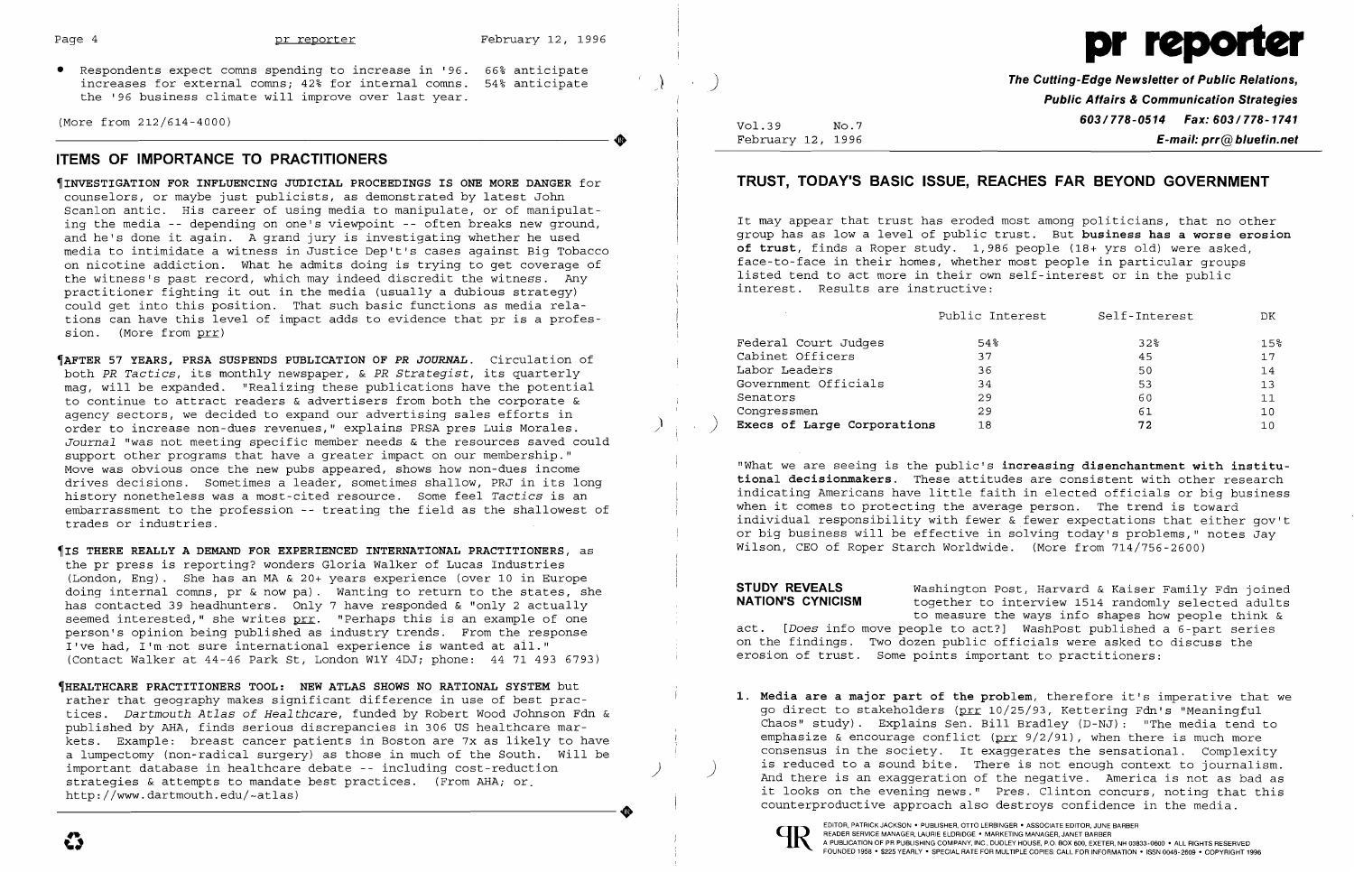- Respondents expect comns spending to increase in '96. 66% anticipate increases for external comns; 42% for internal comns. 54% anticipate the '96 business climate will improve over last year.

(More from 212/614-4000)

## ITEMS OF IMPORTANCE TO PRACTITIONERS

¶**INVESTIGATION FOR INFLUENCING JUDICIAL PROCEEDINGS IS ONE MORE DANGER** for counselors, or maybe just publicists, as demonstrated by latest John Scanlon antic. His career of using media to manipulate, or of manipulating the media -- depending on one's viewpoint -- often breaks new ground, and he's done it again. A grand jury is investigating whether he used media to intimidate a witness in Justice Dep't's cases against Big Tobacco on nicotine addiction. What he admits doing is trying to get coverage of the witness's past record, which may indeed discredit the witness. Any practitioner fighting it out in the media (usually a dubious strategy) could get into this position. That such basic functions as media relations can have this level of impact adds to evidence that pr is a profession. (More from prr)

¶**AFTER 57 YEARS, PRSA SUSPENDS PUBLICATION OF *PR JOURNAL*.** Circulation of both *PR Tactics*, its monthly newspaper, & *PR Strategist*, its quarterly mag, will be expanded. "Realizing these publications have the potential to continue to attract readers & advertisers from both the corporate & agency sectors, we decided to expand our advertising sales efforts in order to increase non-dues revenues," explains PRSA pres Luis Morales. *Journal* "was not meeting specific member needs & the resources saved could support other programs that have a greater impact on our membership." Move was obvious once the new pubs appeared, shows how non-dues income drives decisions. Sometimes a leader, sometimes shallow, PRJ in its long history nonetheless was a most-cited resource. Some feel *Tactics* is an embarrassment to the profession -- treating the field as the shallowest of trades or industries.

¶**IS THERE REALLY A DEMAND FOR EXPERIENCED INTERNATIONAL PRACTITIONERS,** as the pr press is reporting? wonders Gloria Walker of Lucas Industries (London, Eng). She has an MA & 20+ years experience (over 10 in Europe doing internal comns, pr & now pa). Wanting to return to the states, she has contacted 39 headhunters. Only 7 have responded & "only 2 actually seemed interested," she writes prr. "Perhaps this is an example of one person's opinion being published as industry trends. From the response I've had, I'm not sure international experience is wanted at all." (Contact Walker at 44-46 Park St, London W1Y 4DJ; phone: 44 71 493 6793)

¶**HEALTHCARE PRACTITIONERS TOOL: NEW ATLAS SHOWS NO RATIONAL SYSTEM** but rather that geography makes significant difference in use of best practices. *Dartmouth Atlas of Healthcare*, funded by Robert Wood Johnson Fdn & published by AHA, finds serious discrepancies in 306 US healthcare markets. Example: breast cancer patients in Boston are 7x as likely to have a lumpectomy (non-radical surgery) as those in much of the South. Will be important database in healthcare debate -- including cost-reduction strategies & attempts to mandate best practices. (From AHA; or, http://www.dartmouth.edu/~atlas)

# pr reporter

**The Cutting-Edge Newsletter of Public Relations, Public Affairs & Communication Strategies**
**603/778-0514 Fax: 603/778-1741**
**E-mail: prr@bluefin.net**

Vol.39 No.7
February 12, 1996

## TRUST, TODAY'S BASIC ISSUE, REACHES FAR BEYOND GOVERNMENT

It may appear that trust has eroded most among politicians, that no other group has as low a level of public trust. But **business has a worse erosion of trust**, finds a Roper study. 1,986 people (18+ yrs old) were asked, face-to-face in their homes, whether most people in particular groups listed tend to act more in their own self-interest or in the public interest. Results are instructive:

| | Public Interest | Self-Interest | DK |
|---|---|---|---|
| Federal Court Judges | 54% | 32% | 15% |
| Cabinet Officers | 37 | 45 | 17 |
| Labor Leaders | 36 | 50 | 14 |
| Government Officials | 34 | 53 | 13 |
| Senators | 29 | 60 | 11 |
| Congressmen | 29 | 61 | 10 |
| **Execs of Large Corporations** | 18 | **72** | 10 |

"What we are seeing is the public's **increasing disenchantment with institutional decisionmakers.** These attitudes are consistent with other research indicating Americans have little faith in elected officials or big business when it comes to protecting the average person. The trend is toward individual responsibility with fewer & fewer expectations that either gov't or big business will be effective in solving today's problems," notes Jay Wilson, CEO of Roper Starch Worldwide. (More from 714/756-2600)

**STUDY REVEALS NATION'S CYNICISM** Washington Post, Harvard & Kaiser Family Fdn joined together to interview 1514 randomly selected adults to measure the ways info shapes how people think & act. [*Does* info move people to act?] WashPost published a 6-part series on the findings. Two dozen public officials were asked to discuss the erosion of trust. Some points important to practitioners:

1. **Media are a major part of the problem**, therefore it's imperative that we go direct to stakeholders (prr 10/25/93, Kettering Fdn's "Meaningful Chaos" study). Explains Sen. Bill Bradley (D-NJ): "The media tend to emphasize & encourage conflict (prr 9/2/91), when there is much more consensus in the society. It exaggerates the sensational. Complexity is reduced to a sound bite. There is not enough context to journalism. And there is an exaggeration of the negative. America is not as bad as it looks on the evening news." Pres. Clinton concurs, noting that this counterproductive approach also destroys confidence in the media.

EDITOR, PATRICK JACKSON • PUBLISHER, OTTO LERBINGER • ASSOCIATE EDITOR, JUNE BARBER
READER SERVICE MANAGER, LAURIE ELDRIDGE • MARKETING MANAGER, JANET BARBER
A PUBLICATION OF PR PUBLISHING COMPANY, INC., DUDLEY HOUSE, P.O. BOX 600, EXETER, NH 03833-0600 • ALL RIGHTS RESERVED
FOUNDED 1958 • $225 YEARLY • SPECIAL RATE FOR MULTIPLE COPIES: CALL FOR INFORMATION • ISSN 0048-2609 • COPYRIGHT 1996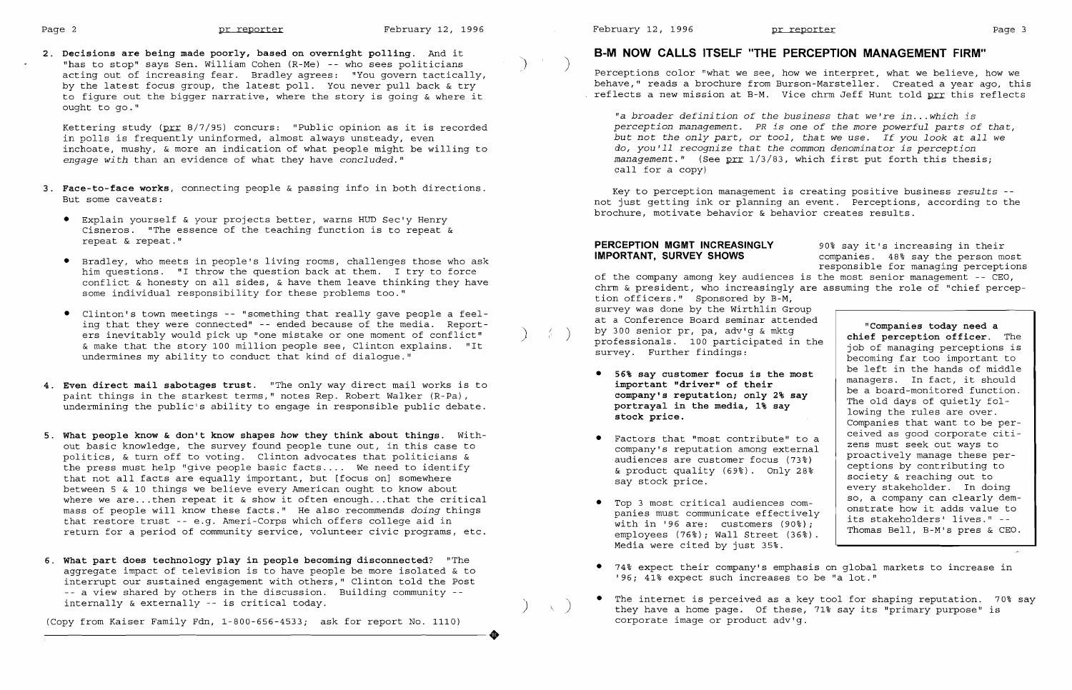2. **Decisions are being made poorly, based on overnight polling.** And it "has to stop" says Sen. William Cohen (R-Me) -- who sees politicians acting out of increasing fear. Bradley agrees: "You govern tactically, by the latest focus group, the latest poll. You never pull back & try to figure out the bigger narrative, where the story is going & where it ought to go."

   Kettering study (prr 8/7/95) concurs: "Public opinion as it is recorded in polls is frequently uninformed, almost always unsteady, even inchoate, mushy, & more an indication of what people might be willing to *engage with* than an evidence of what they have *concluded*."

3. **Face-to-face works**, connecting people & passing info in both directions. But some caveats:

   - Explain yourself & your projects better, warns HUD Sec'y Henry Cisneros. "The essence of the teaching function is to repeat & repeat & repeat."

   - Bradley, who meets in people's living rooms, challenges those who ask him questions. "I throw the question back at them. I try to force conflict & honesty on all sides, & have them leave thinking they have some individual responsibility for these problems too."

   - Clinton's town meetings -- "something that really gave people a feeling that they were connected" -- ended because of the media. Reporters inevitably would pick up "one mistake or one moment of conflict" & make that the story 100 million people see, Clinton explains. "It undermines my ability to conduct that kind of dialogue."

4. **Even direct mail sabotages trust.** "The only way direct mail works is to paint things in the starkest terms," notes Rep. Robert Walker (R-Pa), undermining the public's ability to engage in responsible public debate.

5. **What people know & don't know shapes *how* they think about things.** Without basic knowledge, the survey found people tune out, in this case to politics, & turn off to voting. Clinton advocates that politicians & the press must help "give people basic facts.... We need to identify that not all facts are equally important, but [focus on] somewhere between 5 & 10 things we believe every American ought to know about where we are...then repeat it & show it often enough...that the critical mass of people will know these facts." He also recommends *doing* things that restore trust -- e.g. Ameri-Corps which offers college aid in return for a period of community service, volunteer civic programs, etc.

6. **What part does technology play in people becoming disconnected?** "The aggregate impact of television is to have people be more isolated & to interrupt our sustained engagement with others," Clinton told the Post -- a view shared by others in the discussion. Building community -- internally & externally -- is critical today.

(Copy from Kaiser Family Fdn, 1-800-656-4533; ask for report No. 1110)

## B-M NOW CALLS ITSELF "THE PERCEPTION MANAGEMENT FIRM"

Perceptions color "what we see, how we interpret, what we believe, how we behave," reads a brochure from Burson-Marsteller. Created a year ago, this reflects a new mission at B-M. Vice chrm Jeff Hunt told prr this reflects

> *"a broader definition of the business that we're in...which is perception management. PR is one of the more powerful parts of that, but not the only part, or tool, that we use. If you look at all we do, you'll recognize that the common denominator is perception management."* (See prr 1/3/83, which first put forth this thesis; call for a copy)

Key to perception management is creating positive business *results* -- not just getting ink or planning an event. Perceptions, according to the brochure, motivate behavior & behavior creates results.

**PERCEPTION MGMT INCREASINGLY IMPORTANT, SURVEY SHOWS** 90% say it's increasing in their companies. 48% say the person most responsible for managing perceptions of the company among key audiences is the most senior management -- CEO, chrm & president, who increasingly are assuming the role of "chief perception officers." Sponsored by B-M, survey was done by the Wirthlin Group at a Conference Board seminar attended by 300 senior pr, pa, adv'g & mktg professionals. 100 participated in the survey. Further findings:

- **56% say customer focus is the most important "driver" of their company's reputation; only 2% say portrayal in the media, 1% say stock price.**

- Factors that "most contribute" to a company's reputation among external audiences are customer focus (73%) & product quality (69%). Only 28% say stock price.

- Top 3 most critical audiences companies must communicate effectively with in '96 are: customers (90%); employees (76%); Wall Street (36%). Media were cited by just 35%.

- 74% expect their company's emphasis on global markets to increase in '96; 41% expect such increases to be "a lot."

- The internet is perceived as a key tool for shaping reputation. 70% say they have a home page. Of these, 71% say its "primary purpose" is corporate image or product adv'g.

> "**Companies today need a chief perception officer.** The job of managing perceptions is becoming far too important to be left in the hands of middle managers. In fact, it should be a board-monitored function. The old days of quietly following the rules are over. Companies that want to be perceived as good corporate citizens must seek out ways to proactively manage these perceptions by contributing to society & reaching out to every stakeholder. In doing so, a company can clearly demonstrate how it adds value to its stakeholders' lives." -- Thomas Bell, B-M's pres & CEO.